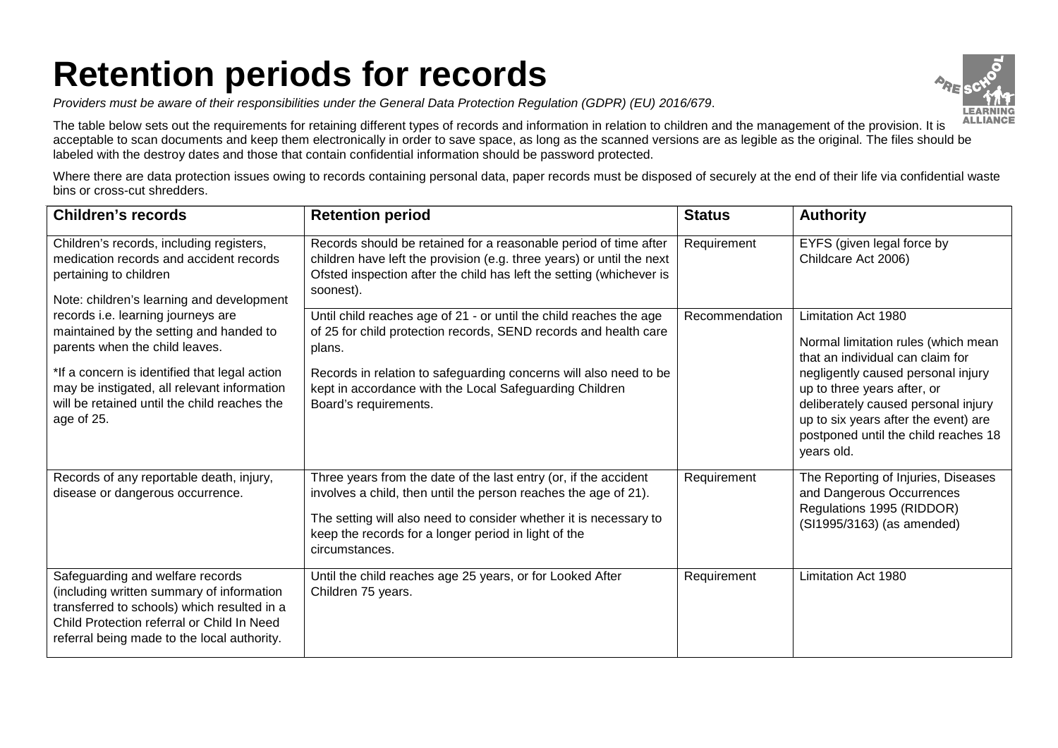# Retention periods for records

*Providers must be aware of their responsibilities under the General Data Protection Regulation (GDPR) (EU) 2016/679*.

The table below sets out the requirements for retaining different types of records and information in relation to children and the management of the provision. It is acceptable to scan documents and keep them electronically in order to save space, as long as the scanned versions are as legible as the original. The files should be labeled with the destroy dates and those that contain confidential information should be password protected.

Where there are data protection issues owing to records containing personal data, paper records must be disposed of securely at the end of their life via confidential waste bins or cross-cut shredders.

| Children's records | Retention period | Status | Authority |
|---|---|---|---|
| Children's records, including registers, medication records and accident records pertaining to children<br><br>Note: children's learning and development records i.e. learning journeys are maintained by the setting and handed to parents when the child leaves.<br><br>*If a concern is identified that legal action may be instigated, all relevant information will be retained until the child reaches the age of 25. | Records should be retained for a reasonable period of time after children have left the provision (e.g. three years) or until the next Ofsted inspection after the child has left the setting (whichever is soonest). | Requirement | EYFS (given legal force by Childcare Act 2006) |
| | Until child reaches age of 21 - or until the child reaches the age of 25 for child protection records, SEND records and health care plans.<br><br>Records in relation to safeguarding concerns will also need to be kept in accordance with the Local Safeguarding Children Board's requirements. | Recommendation | Limitation Act 1980<br><br>Normal limitation rules (which mean that an individual can claim for negligently caused personal injury up to three years after, or deliberately caused personal injury up to six years after the event) are postponed until the child reaches 18 years old. |
| Records of any reportable death, injury, disease or dangerous occurrence. | Three years from the date of the last entry (or, if the accident involves a child, then until the person reaches the age of 21).<br><br>The setting will also need to consider whether it is necessary to keep the records for a longer period in light of the circumstances. | Requirement | The Reporting of Injuries, Diseases and Dangerous Occurrences Regulations 1995 (RIDDOR) (SI1995/3163) (as amended) |
| Safeguarding and welfare records (including written summary of information transferred to schools) which resulted in a Child Protection referral or Child In Need referral being made to the local authority. | Until the child reaches age 25 years, or for Looked After Children 75 years. | Requirement | Limitation Act 1980 |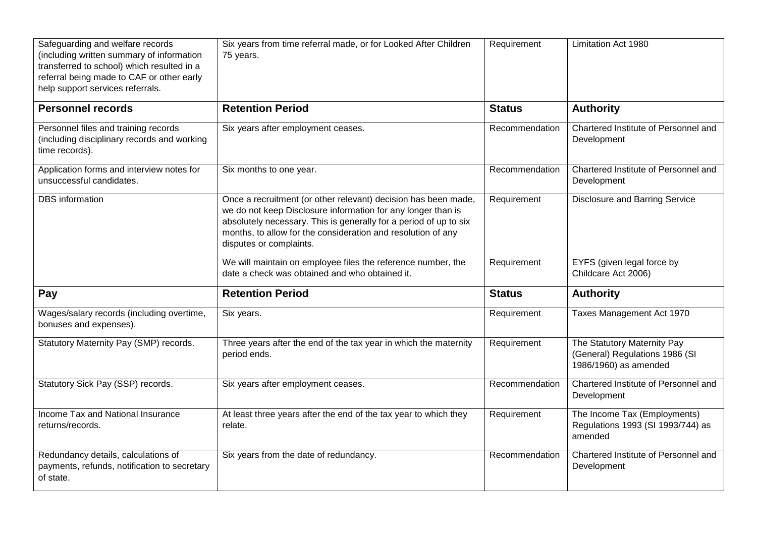| Safeguarding and welfare records (including written summary of information transferred to school) which resulted in a referral being made to CAF or other early help support services referrals. | Six years from time referral made, or for Looked After Children 75 years. | Requirement | Limitation Act 1980 |
|---|---|---|---|
| **Personnel records** | **Retention Period** | **Status** | **Authority** |
| Personnel files and training records (including disciplinary records and working time records). | Six years after employment ceases. | Recommendation | Chartered Institute of Personnel and Development |
| Application forms and interview notes for unsuccessful candidates. | Six months to one year. | Recommendation | Chartered Institute of Personnel and Development |
| DBS information | Once a recruitment (or other relevant) decision has been made, we do not keep Disclosure information for any longer than is absolutely necessary. This is generally for a period of up to six months, to allow for the consideration and resolution of any disputes or complaints. | Requirement | Disclosure and Barring Service |
| | We will maintain on employee files the reference number, the date a check was obtained and who obtained it. | Requirement | EYFS (given legal force by Childcare Act 2006) |
| **Pay** | **Retention Period** | **Status** | **Authority** |
| Wages/salary records (including overtime, bonuses and expenses). | Six years. | Requirement | Taxes Management Act 1970 |
| Statutory Maternity Pay (SMP) records. | Three years after the end of the tax year in which the maternity period ends. | Requirement | The Statutory Maternity Pay (General) Regulations 1986 (SI 1986/1960) as amended |
| Statutory Sick Pay (SSP) records. | Six years after employment ceases. | Recommendation | Chartered Institute of Personnel and Development |
| Income Tax and National Insurance returns/records. | At least three years after the end of the tax year to which they relate. | Requirement | The Income Tax (Employments) Regulations 1993 (SI 1993/744) as amended |
| Redundancy details, calculations of payments, refunds, notification to secretary of state. | Six years from the date of redundancy. | Recommendation | Chartered Institute of Personnel and Development |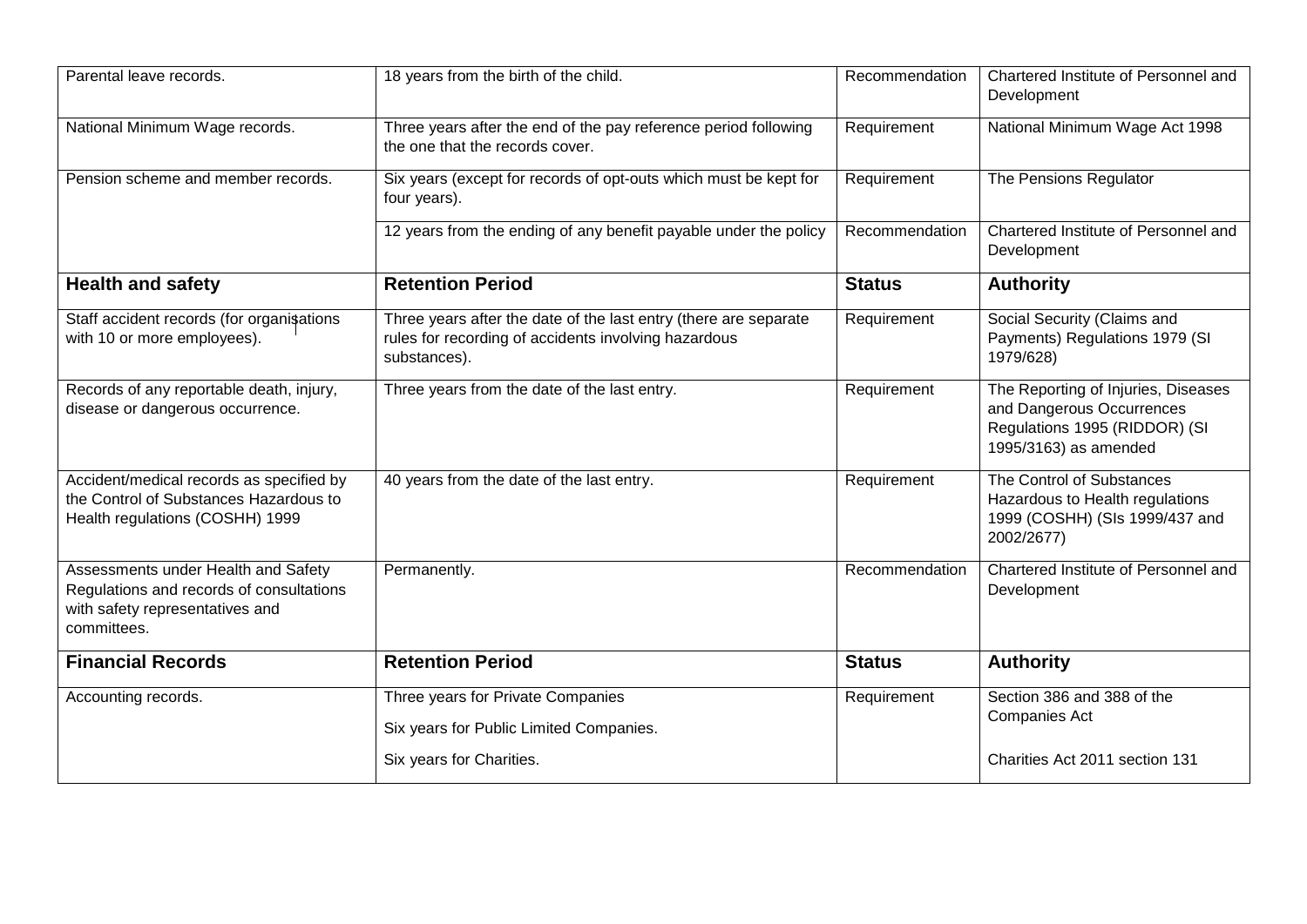| | | | |
|---|---|---|---|
| Parental leave records. | 18 years from the birth of the child. | Recommendation | Chartered Institute of Personnel and Development |
| National Minimum Wage records. | Three years after the end of the pay reference period following the one that the records cover. | Requirement | National Minimum Wage Act 1998 |
| Pension scheme and member records. | Six years (except for records of opt-outs which must be kept for four years). | Requirement | The Pensions Regulator |
| | 12 years from the ending of any benefit payable under the policy | Recommendation | Chartered Institute of Personnel and Development |
| **Health and safety** | **Retention Period** | **Status** | **Authority** |
| Staff accident records (for organisations with 10 or more employees). | Three years after the date of the last entry (there are separate rules for recording of accidents involving hazardous substances). | Requirement | Social Security (Claims and Payments) Regulations 1979 (SI 1979/628) |
| Records of any reportable death, injury, disease or dangerous occurrence. | Three years from the date of the last entry. | Requirement | The Reporting of Injuries, Diseases and Dangerous Occurrences Regulations 1995 (RIDDOR) (SI 1995/3163) as amended |
| Accident/medical records as specified by the Control of Substances Hazardous to Health regulations (COSHH) 1999 | 40 years from the date of the last entry. | Requirement | The Control of Substances Hazardous to Health regulations 1999 (COSHH) (SIs 1999/437 and 2002/2677) |
| Assessments under Health and Safety Regulations and records of consultations with safety representatives and committees. | Permanently. | Recommendation | Chartered Institute of Personnel and Development |
| **Financial Records** | **Retention Period** | **Status** | **Authority** |
| Accounting records. | Three years for Private Companies<br>Six years for Public Limited Companies.<br>Six years for Charities. | Requirement | Section 386 and 388 of the Companies Act<br><br>Charities Act 2011 section 131 |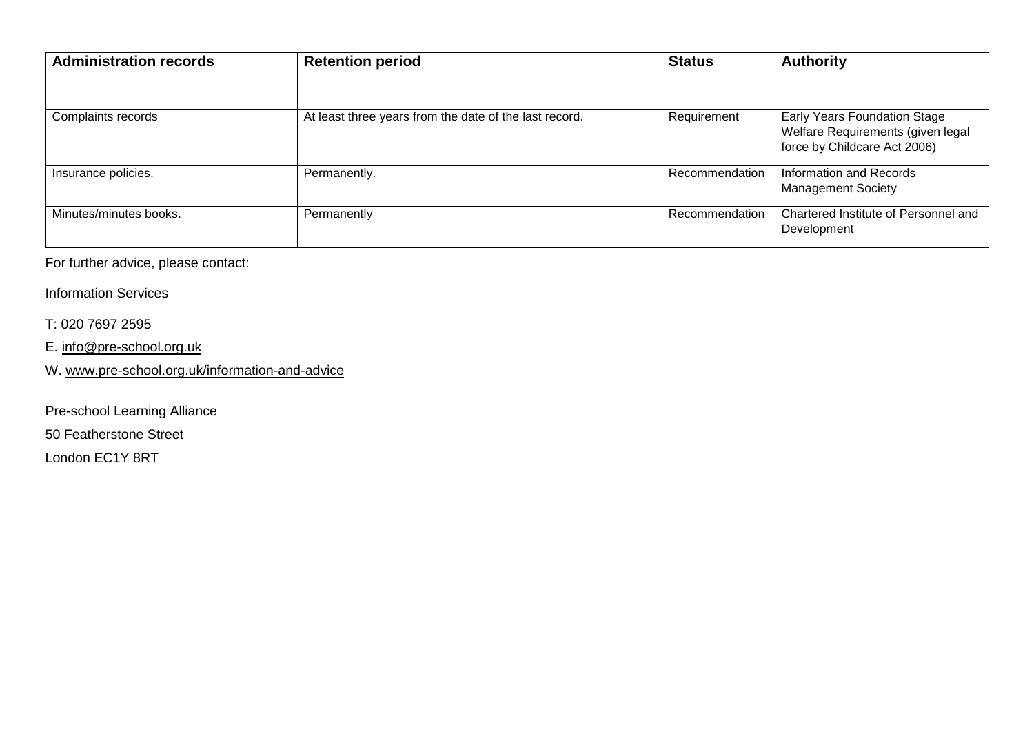| **Administration records** | **Retention period** | **Status** | **Authority** |
|---|---|---|---|
| Complaints records | At least three years from the date of the last record. | Requirement | Early Years Foundation Stage Welfare Requirements (given legal force by Childcare Act 2006) |
| Insurance policies. | Permanently. | Recommendation | Information and Records Management Society |
| Minutes/minutes books. | Permanently | Recommendation | Chartered Institute of Personnel and Development |

For further advice, please contact:

Information Services

T: 020 7697 2595

E. info@pre-school.org.uk

W. www.pre-school.org.uk/information-and-advice

Pre-school Learning Alliance

50 Featherstone Street

London EC1Y 8RT